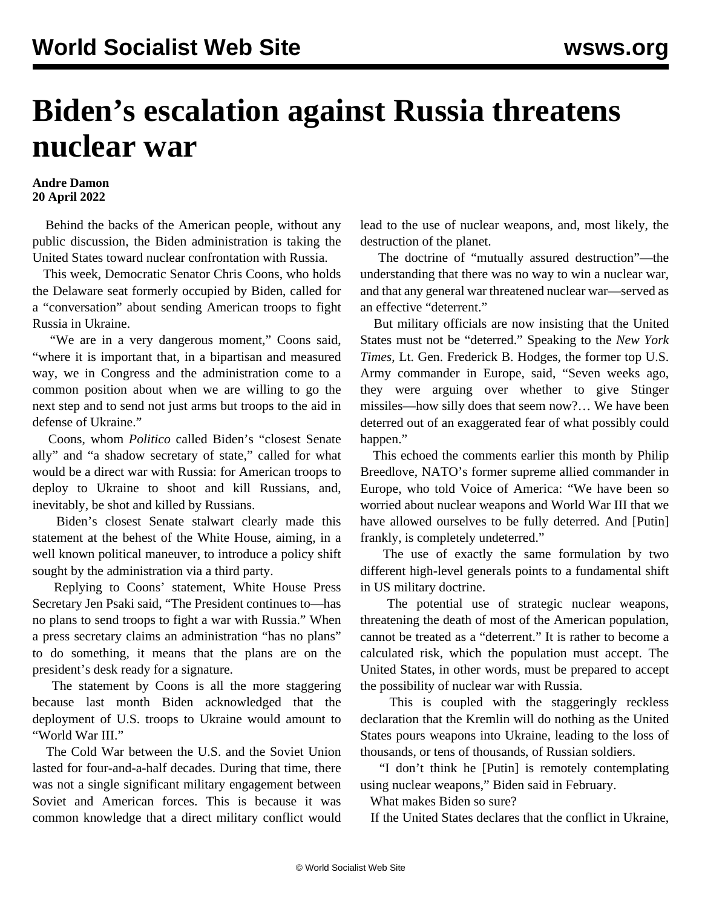# Biden's escalation against Russia threatens nuclear war

**Andre Damon**
**20 April 2022**

Behind the backs of the American people, without any public discussion, the Biden administration is taking the United States toward nuclear confrontation with Russia.

This week, Democratic Senator Chris Coons, who holds the Delaware seat formerly occupied by Biden, called for a "conversation" about sending American troops to fight Russia in Ukraine.

"We are in a very dangerous moment," Coons said, "where it is important that, in a bipartisan and measured way, we in Congress and the administration come to a common position about when we are willing to go the next step and to send not just arms but troops to the aid in defense of Ukraine."

Coons, whom *Politico* called Biden's "closest Senate ally" and "a shadow secretary of state," called for what would be a direct war with Russia: for American troops to deploy to Ukraine to shoot and kill Russians, and, inevitably, be shot and killed by Russians.

Biden's closest Senate stalwart clearly made this statement at the behest of the White House, aiming, in a well known political maneuver, to introduce a policy shift sought by the administration via a third party.

Replying to Coons' statement, White House Press Secretary Jen Psaki said, "The President continues to—has no plans to send troops to fight a war with Russia." When a press secretary claims an administration "has no plans" to do something, it means that the plans are on the president's desk ready for a signature.

The statement by Coons is all the more staggering because last month Biden acknowledged that the deployment of U.S. troops to Ukraine would amount to "World War III."

The Cold War between the U.S. and the Soviet Union lasted for four-and-a-half decades. During that time, there was not a single significant military engagement between Soviet and American forces. This is because it was common knowledge that a direct military conflict would lead to the use of nuclear weapons, and, most likely, the destruction of the planet.

The doctrine of "mutually assured destruction"—the understanding that there was no way to win a nuclear war, and that any general war threatened nuclear war—served as an effective "deterrent."

But military officials are now insisting that the United States must not be "deterred." Speaking to the *New York Times*, Lt. Gen. Frederick B. Hodges, the former top U.S. Army commander in Europe, said, "Seven weeks ago, they were arguing over whether to give Stinger missiles—how silly does that seem now?… We have been deterred out of an exaggerated fear of what possibly could happen."

This echoed the comments earlier this month by Philip Breedlove, NATO's former supreme allied commander in Europe, who told Voice of America: "We have been so worried about nuclear weapons and World War III that we have allowed ourselves to be fully deterred. And [Putin] frankly, is completely undeterred."

The use of exactly the same formulation by two different high-level generals points to a fundamental shift in US military doctrine.

The potential use of strategic nuclear weapons, threatening the death of most of the American population, cannot be treated as a "deterrent." It is rather to become a calculated risk, which the population must accept. The United States, in other words, must be prepared to accept the possibility of nuclear war with Russia.

This is coupled with the staggeringly reckless declaration that the Kremlin will do nothing as the United States pours weapons into Ukraine, leading to the loss of thousands, or tens of thousands, of Russian soldiers.

"I don't think he [Putin] is remotely contemplating using nuclear weapons," Biden said in February.

What makes Biden so sure?

If the United States declares that the conflict in Ukraine,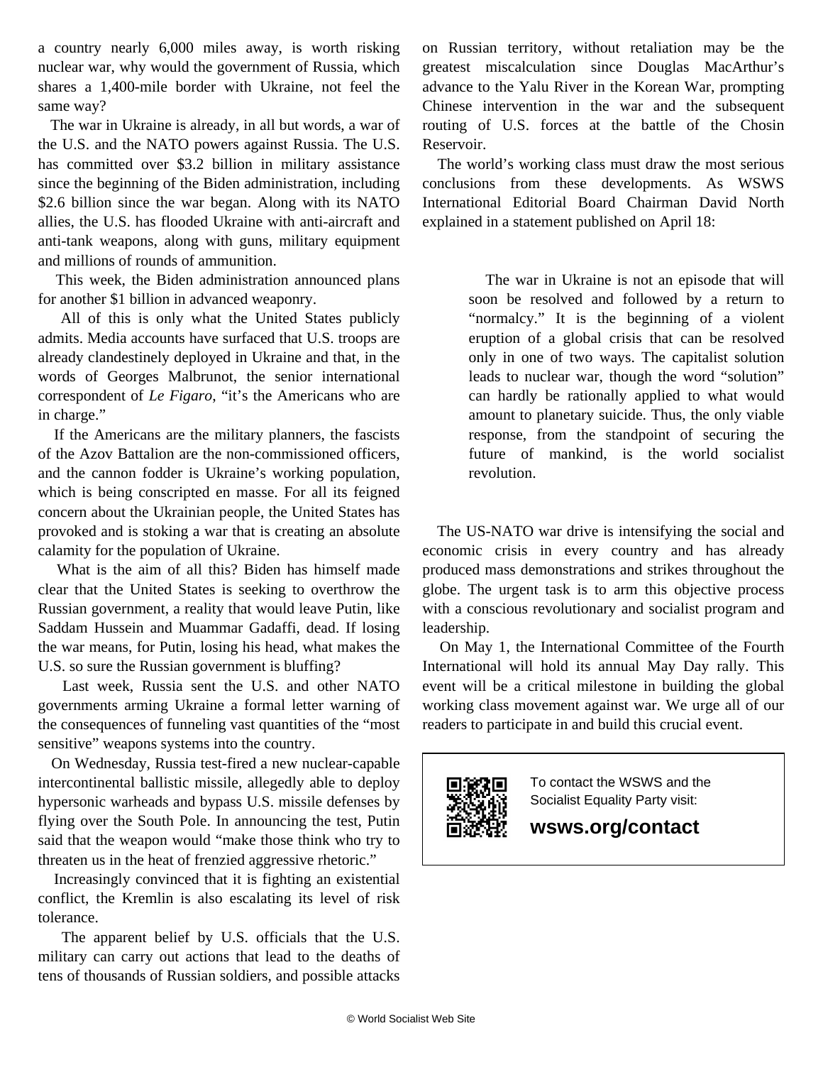a country nearly 6,000 miles away, is worth risking nuclear war, why would the government of Russia, which shares a 1,400-mile border with Ukraine, not feel the same way?

The war in Ukraine is already, in all but words, a war of the U.S. and the NATO powers against Russia. The U.S. has committed over $3.2 billion in military assistance since the beginning of the Biden administration, including $2.6 billion since the war began. Along with its NATO allies, the U.S. has flooded Ukraine with anti-aircraft and anti-tank weapons, along with guns, military equipment and millions of rounds of ammunition.

This week, the Biden administration announced plans for another $1 billion in advanced weaponry.

All of this is only what the United States publicly admits. Media accounts have surfaced that U.S. troops are already clandestinely deployed in Ukraine and that, in the words of Georges Malbrunot, the senior international correspondent of *Le Figaro*, "it's the Americans who are in charge."

If the Americans are the military planners, the fascists of the Azov Battalion are the non-commissioned officers, and the cannon fodder is Ukraine's working population, which is being conscripted en masse. For all its feigned concern about the Ukrainian people, the United States has provoked and is stoking a war that is creating an absolute calamity for the population of Ukraine.

What is the aim of all this? Biden has himself made clear that the United States is seeking to overthrow the Russian government, a reality that would leave Putin, like Saddam Hussein and Muammar Gadaffi, dead. If losing the war means, for Putin, losing his head, what makes the U.S. so sure the Russian government is bluffing?

Last week, Russia sent the U.S. and other NATO governments arming Ukraine a formal letter warning of the consequences of funneling vast quantities of the "most sensitive" weapons systems into the country.

On Wednesday, Russia test-fired a new nuclear-capable intercontinental ballistic missile, allegedly able to deploy hypersonic warheads and bypass U.S. missile defenses by flying over the South Pole. In announcing the test, Putin said that the weapon would "make those think who try to threaten us in the heat of frenzied aggressive rhetoric."

Increasingly convinced that it is fighting an existential conflict, the Kremlin is also escalating its level of risk tolerance.

The apparent belief by U.S. officials that the U.S. military can carry out actions that lead to the deaths of tens of thousands of Russian soldiers, and possible attacks on Russian territory, without retaliation may be the greatest miscalculation since Douglas MacArthur's advance to the Yalu River in the Korean War, prompting Chinese intervention in the war and the subsequent routing of U.S. forces at the battle of the Chosin Reservoir.

The world's working class must draw the most serious conclusions from these developments. As WSWS International Editorial Board Chairman David North explained in a statement published on April 18:

> The war in Ukraine is not an episode that will soon be resolved and followed by a return to "normalcy." It is the beginning of a violent eruption of a global crisis that can be resolved only in one of two ways. The capitalist solution leads to nuclear war, though the word "solution" can hardly be rationally applied to what would amount to planetary suicide. Thus, the only viable response, from the standpoint of securing the future of mankind, is the world socialist revolution.

The US-NATO war drive is intensifying the social and economic crisis in every country and has already produced mass demonstrations and strikes throughout the globe. The urgent task is to arm this objective process with a conscious revolutionary and socialist program and leadership.

On May 1, the International Committee of the Fourth International will hold its annual May Day rally. This event will be a critical milestone in building the global working class movement against war. We urge all of our readers to participate in and build this crucial event.

To contact the WSWS and the Socialist Equality Party visit:

**wsws.org/contact**